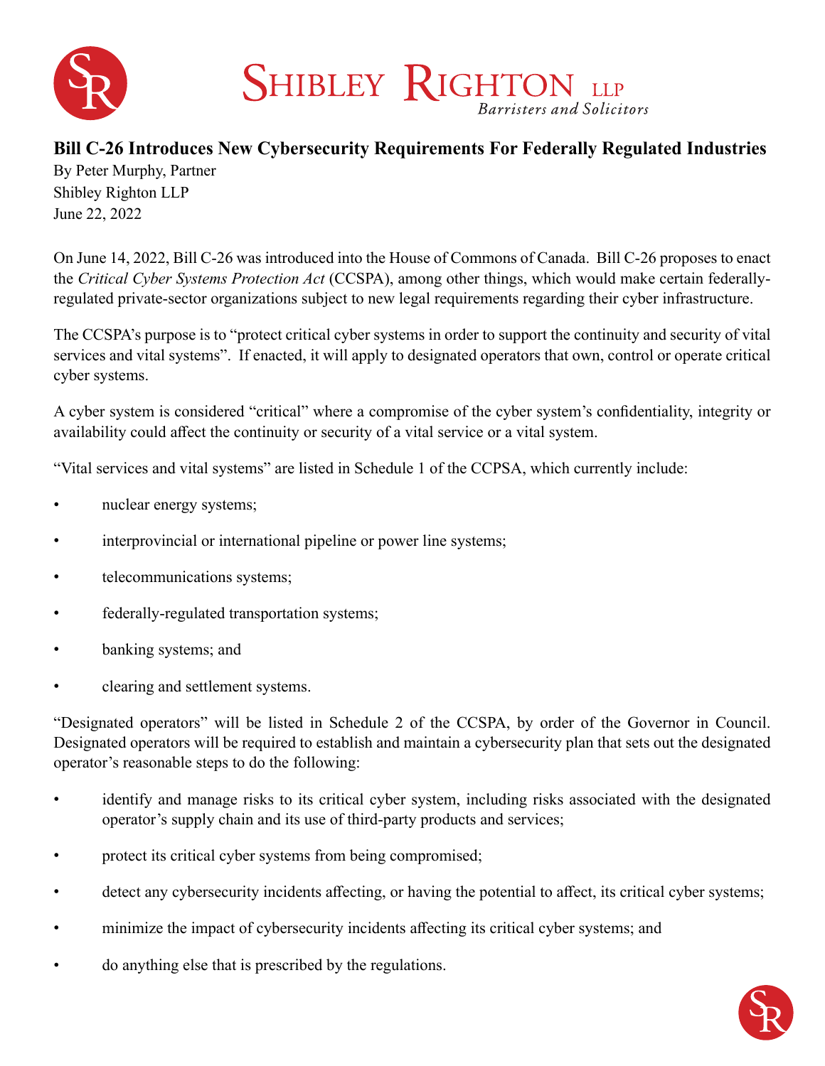Shibley Righton LLP
Barristers and Solicitors

# Bill C-26 Introduces New Cybersecurity Requirements For Federally Regulated Industries

By Peter Murphy, Partner
Shibley Righton LLP
June 22, 2022

On June 14, 2022, Bill C-26 was introduced into the House of Commons of Canada. Bill C-26 proposes to enact the *Critical Cyber Systems Protection Act* (CCSPA), among other things, which would make certain federally-regulated private-sector organizations subject to new legal requirements regarding their cyber infrastructure.

The CCSPA's purpose is to "protect critical cyber systems in order to support the continuity and security of vital services and vital systems". If enacted, it will apply to designated operators that own, control or operate critical cyber systems.

A cyber system is considered "critical" where a compromise of the cyber system's confidentiality, integrity or availability could affect the continuity or security of a vital service or a vital system.

"Vital services and vital systems" are listed in Schedule 1 of the CCPSA, which currently include:

- nuclear energy systems;
- interprovincial or international pipeline or power line systems;
- telecommunications systems;
- federally-regulated transportation systems;
- banking systems; and
- clearing and settlement systems.

"Designated operators" will be listed in Schedule 2 of the CCSPA, by order of the Governor in Council. Designated operators will be required to establish and maintain a cybersecurity plan that sets out the designated operator's reasonable steps to do the following:

- identify and manage risks to its critical cyber system, including risks associated with the designated operator's supply chain and its use of third-party products and services;
- protect its critical cyber systems from being compromised;
- detect any cybersecurity incidents affecting, or having the potential to affect, its critical cyber systems;
- minimize the impact of cybersecurity incidents affecting its critical cyber systems; and
- do anything else that is prescribed by the regulations.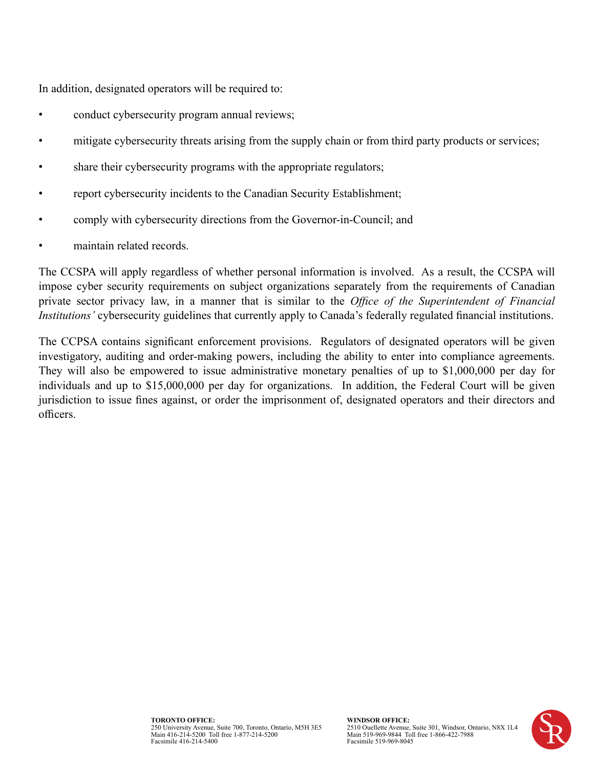In addition, designated operators will be required to:

- conduct cybersecurity program annual reviews;
- mitigate cybersecurity threats arising from the supply chain or from third party products or services;
- share their cybersecurity programs with the appropriate regulators;
- report cybersecurity incidents to the Canadian Security Establishment;
- comply with cybersecurity directions from the Governor-in-Council; and
- maintain related records.

The CCSPA will apply regardless of whether personal information is involved. As a result, the CCSPA will impose cyber security requirements on subject organizations separately from the requirements of Canadian private sector privacy law, in a manner that is similar to the *Office of the Superintendent of Financial Institutions'* cybersecurity guidelines that currently apply to Canada's federally regulated financial institutions.

The CCPSA contains significant enforcement provisions. Regulators of designated operators will be given investigatory, auditing and order-making powers, including the ability to enter into compliance agreements. They will also be empowered to issue administrative monetary penalties of up to $1,000,000 per day for individuals and up to $15,000,000 per day for organizations. In addition, the Federal Court will be given jurisdiction to issue fines against, or order the imprisonment of, designated operators and their directors and officers.